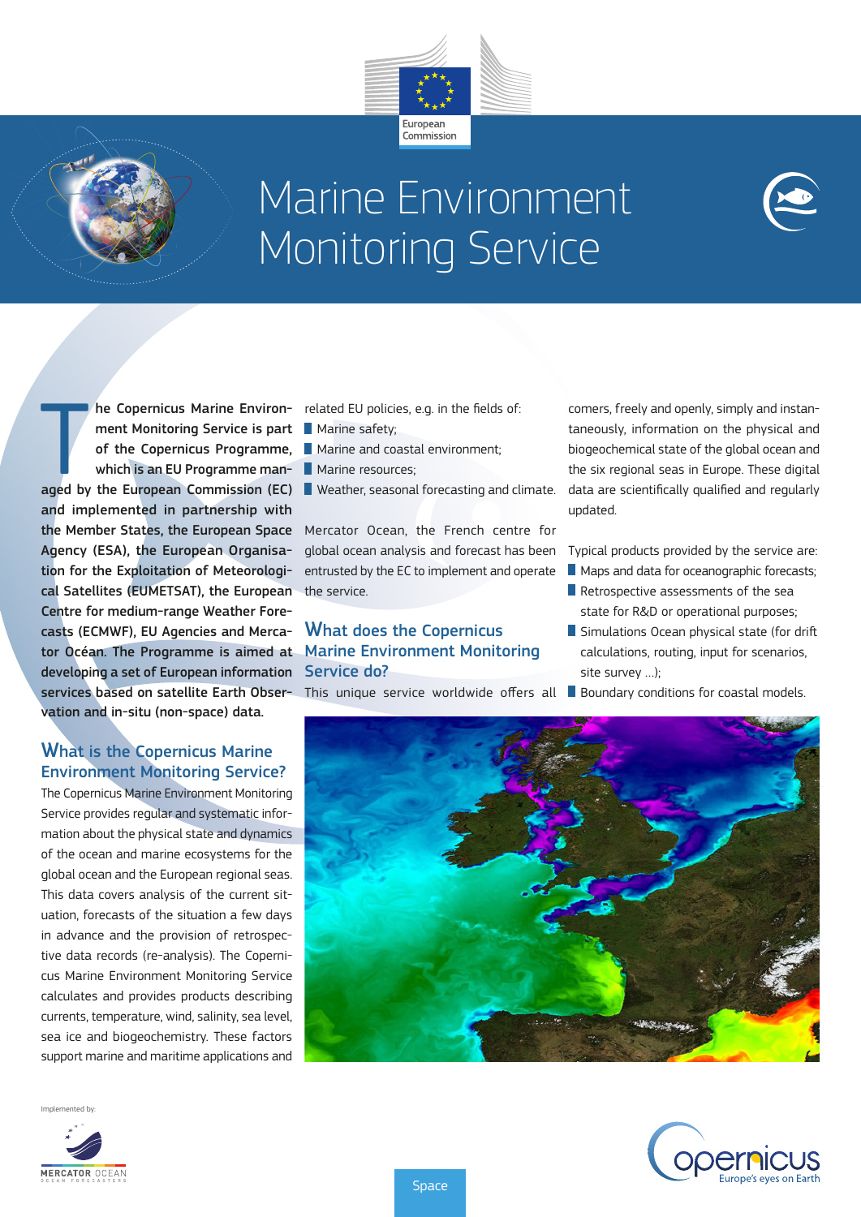European Commission

# Marine Environment Monitoring Service

**The Copernicus Marine Environment Monitoring Service is part of the Copernicus Programme, which is an EU Programme managed by the European Commission (EC) and implemented in partnership with the Member States, the European Space Agency (ESA), the European Organisation for the Exploitation of Meteorological Satellites (EUMETSAT), the European Centre for medium-range Weather Forecasts (ECMWF), EU Agencies and Mercator Océan. The Programme is aimed at developing a set of European information services based on satellite Earth Observation and in-situ (non-space) data.**

## What is the Copernicus Marine Environment Monitoring Service?

The Copernicus Marine Environment Monitoring Service provides regular and systematic information about the physical state and dynamics of the ocean and marine ecosystems for the global ocean and the European regional seas. This data covers analysis of the current situation, forecasts of the situation a few days in advance and the provision of retrospective data records (re-analysis). The Copernicus Marine Environment Monitoring Service calculates and provides products describing currents, temperature, wind, salinity, sea level, sea ice and biogeochemistry. These factors support marine and maritime applications and related EU policies, e.g. in the fields of:

- Marine safety;
- Marine and coastal environment;
- Marine resources;
- Weather, seasonal forecasting and climate.

Mercator Ocean, the French centre for global ocean analysis and forecast has been entrusted by the EC to implement and operate the service.

## What does the Copernicus Marine Environment Monitoring Service do?

This unique service worldwide offers all comers, freely and openly, simply and instantaneously, information on the physical and biogeochemical state of the global ocean and the six regional seas in Europe. These digital data are scientifically qualified and regularly updated.

Typical products provided by the service are:

- Maps and data for oceanographic forecasts;
- Retrospective assessments of the sea state for R&D or operational purposes;
- Simulations Ocean physical state (for drift calculations, routing, input for scenarios, site survey ...);
- Boundary conditions for coastal models.

Implemented by: MERCATOR OCEAN – OCEAN FORECASTERS

Space

Copernicus – Europe's eyes on Earth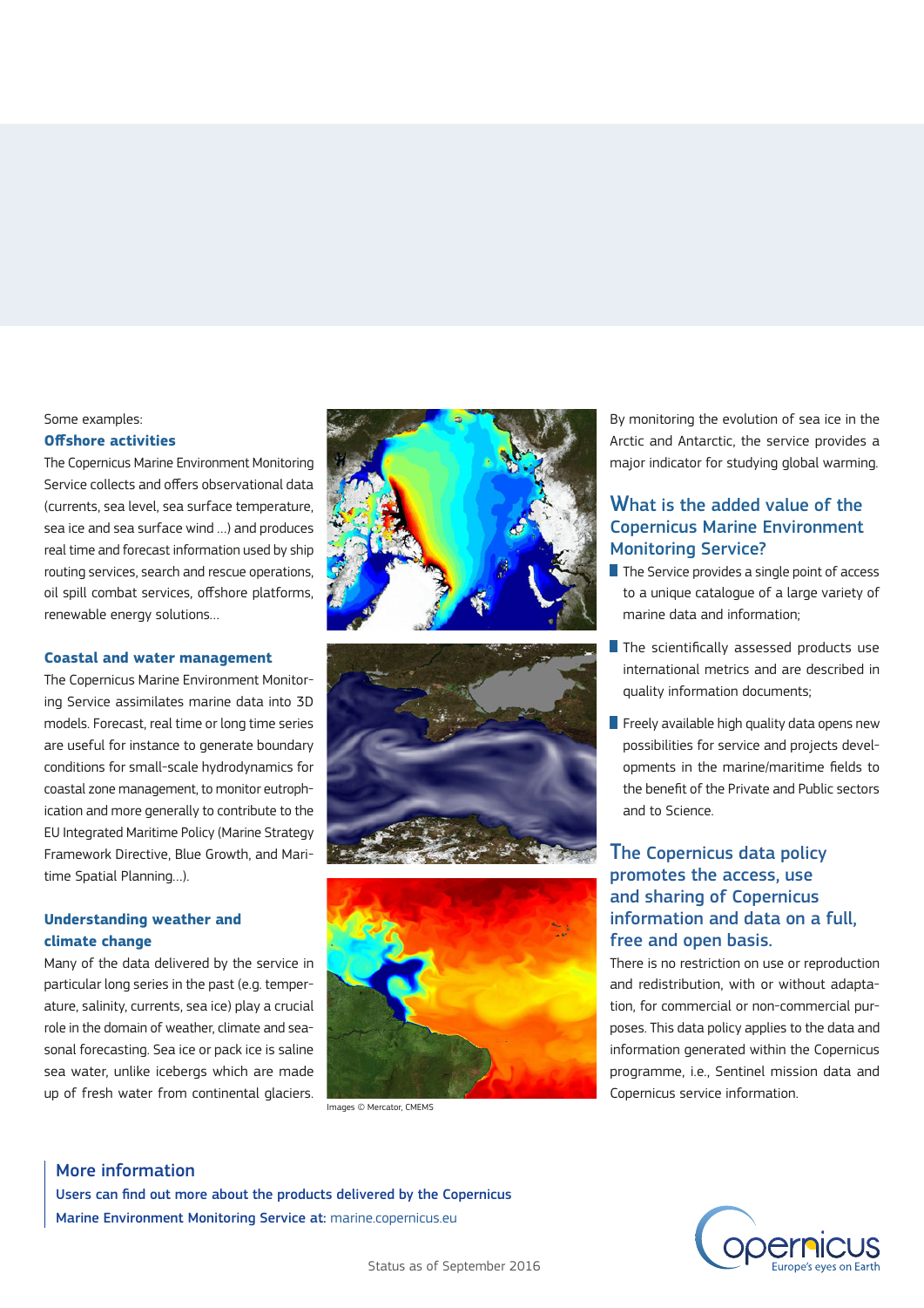Some examples:

### Offshore activities

The Copernicus Marine Environment Monitoring Service collects and offers observational data (currents, sea level, sea surface temperature, sea ice and sea surface wind ...) and produces real time and forecast information used by ship routing services, search and rescue operations, oil spill combat services, offshore platforms, renewable energy solutions...

### Coastal and water management

The Copernicus Marine Environment Monitoring Service assimilates marine data into 3D models. Forecast, real time or long time series are useful for instance to generate boundary conditions for small-scale hydrodynamics for coastal zone management, to monitor eutrophication and more generally to contribute to the EU Integrated Maritime Policy (Marine Strategy Framework Directive, Blue Growth, and Maritime Spatial Planning...).

### Understanding weather and climate change

Many of the data delivered by the service in particular long series in the past (e.g. temperature, salinity, currents, sea ice) play a crucial role in the domain of weather, climate and seasonal forecasting. Sea ice or pack ice is saline sea water, unlike icebergs which are made up of fresh water from continental glaciers.

Images © Mercator, CMEMS

By monitoring the evolution of sea ice in the Arctic and Antarctic, the service provides a major indicator for studying global warming.

## What is the added value of the Copernicus Marine Environment Monitoring Service?

- The Service provides a single point of access to a unique catalogue of a large variety of marine data and information;
- The scientifically assessed products use international metrics and are described in quality information documents;
- Freely available high quality data opens new possibilities for service and projects developments in the marine/maritime fields to the benefit of the Private and Public sectors and to Science.

## The Copernicus data policy promotes the access, use and sharing of Copernicus information and data on a full, free and open basis.

There is no restriction on use or reproduction and redistribution, with or without adaptation, for commercial or non-commercial purposes. This data policy applies to the data and information generated within the Copernicus programme, i.e., Sentinel mission data and Copernicus service information.

## More information

**Users can find out more about the products delivered by the Copernicus Marine Environment Monitoring Service at:** marine.copernicus.eu

Status as of September 2016

Copernicus
Europe's eyes on Earth